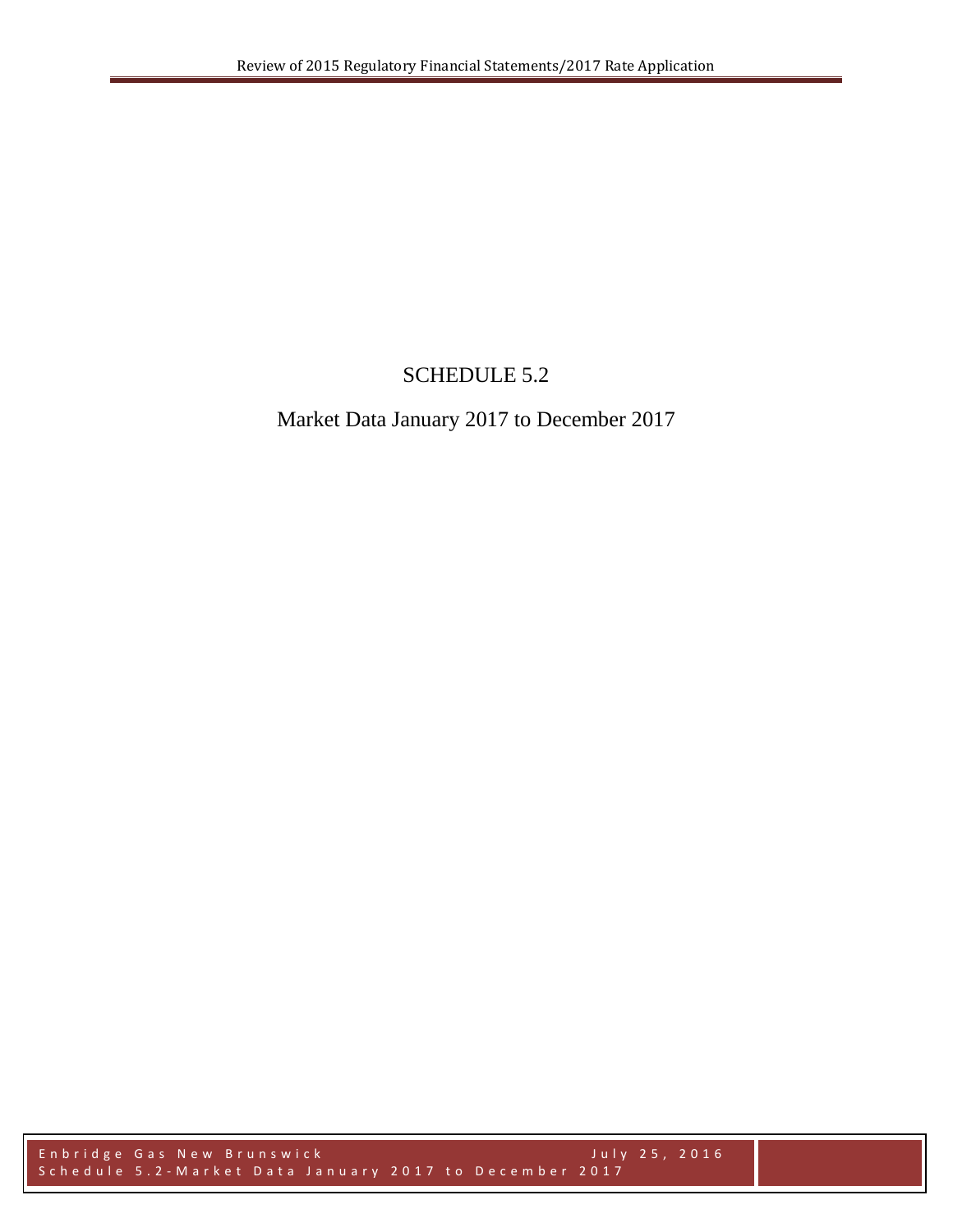# SCHEDULE 5.2

## Market Data January 2017 to December 2017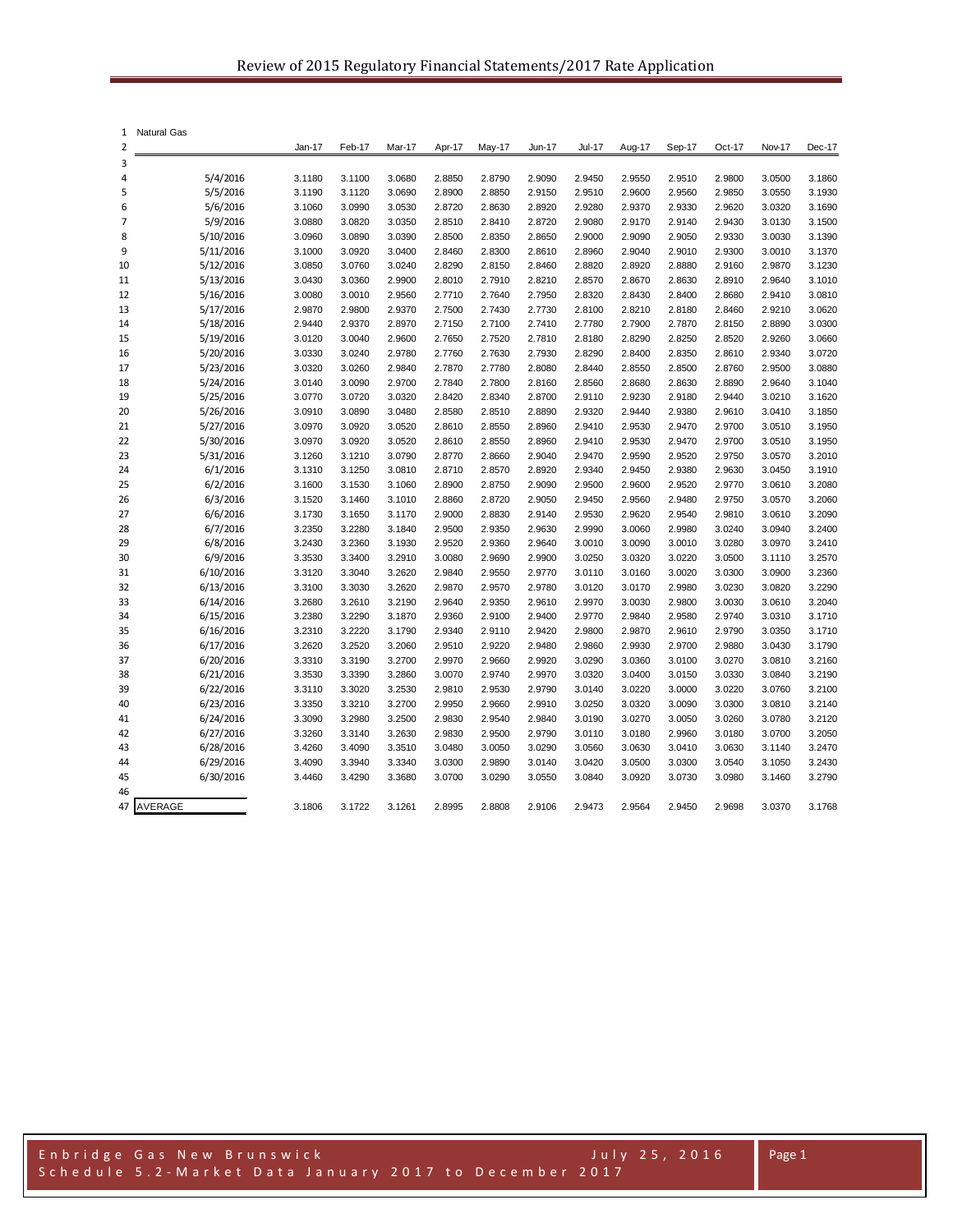Natural Gas

| | | Jan-17 | Feb-17 | Mar-17 | Apr-17 | May-17 | Jun-17 | Jul-17 | Aug-17 | Sep-17 | Oct-17 | Nov-17 | Dec-17 |
|---|---|---|---|---|---|---|---|---|---|---|---|---|---|
| 4 | 5/4/2016 | 3.1180 | 3.1100 | 3.0680 | 2.8850 | 2.8790 | 2.9090 | 2.9450 | 2.9550 | 2.9510 | 2.9800 | 3.0500 | 3.1860 |
| 5 | 5/5/2016 | 3.1190 | 3.1120 | 3.0690 | 2.8900 | 2.8850 | 2.9150 | 2.9510 | 2.9600 | 2.9560 | 2.9850 | 3.0550 | 3.1930 |
| 6 | 5/6/2016 | 3.1060 | 3.0990 | 3.0530 | 2.8720 | 2.8630 | 2.8920 | 2.9280 | 2.9370 | 2.9330 | 2.9620 | 3.0320 | 3.1690 |
| 7 | 5/9/2016 | 3.0880 | 3.0820 | 3.0350 | 2.8510 | 2.8410 | 2.8720 | 2.9080 | 2.9170 | 2.9140 | 2.9430 | 3.0130 | 3.1500 |
| 8 | 5/10/2016 | 3.0960 | 3.0890 | 3.0390 | 2.8500 | 2.8350 | 2.8650 | 2.9000 | 2.9090 | 2.9050 | 2.9330 | 3.0030 | 3.1390 |
| 9 | 5/11/2016 | 3.1000 | 3.0920 | 3.0400 | 2.8460 | 2.8300 | 2.8610 | 2.8960 | 2.9040 | 2.9010 | 2.9300 | 3.0010 | 3.1370 |
| 10 | 5/12/2016 | 3.0850 | 3.0760 | 3.0240 | 2.8290 | 2.8150 | 2.8460 | 2.8820 | 2.8920 | 2.8880 | 2.9160 | 2.9870 | 3.1230 |
| 11 | 5/13/2016 | 3.0430 | 3.0360 | 2.9900 | 2.8010 | 2.7910 | 2.8210 | 2.8570 | 2.8670 | 2.8630 | 2.8910 | 2.9640 | 3.1010 |
| 12 | 5/16/2016 | 3.0080 | 3.0010 | 2.9560 | 2.7710 | 2.7640 | 2.7950 | 2.8320 | 2.8430 | 2.8400 | 2.8680 | 2.9410 | 3.0810 |
| 13 | 5/17/2016 | 2.9870 | 2.9800 | 2.9370 | 2.7500 | 2.7430 | 2.7730 | 2.8100 | 2.8210 | 2.8180 | 2.8460 | 2.9210 | 3.0620 |
| 14 | 5/18/2016 | 2.9440 | 2.9370 | 2.8970 | 2.7150 | 2.7100 | 2.7410 | 2.7780 | 2.7900 | 2.7870 | 2.8150 | 2.8890 | 3.0300 |
| 15 | 5/19/2016 | 3.0120 | 3.0040 | 2.9600 | 2.7650 | 2.7520 | 2.7810 | 2.8180 | 2.8290 | 2.8250 | 2.8520 | 2.9260 | 3.0660 |
| 16 | 5/20/2016 | 3.0330 | 3.0240 | 2.9780 | 2.7760 | 2.7630 | 2.7930 | 2.8290 | 2.8400 | 2.8350 | 2.8610 | 2.9340 | 3.0720 |
| 17 | 5/23/2016 | 3.0320 | 3.0260 | 2.9840 | 2.7870 | 2.7780 | 2.8080 | 2.8440 | 2.8550 | 2.8500 | 2.8760 | 2.9500 | 3.0880 |
| 18 | 5/24/2016 | 3.0140 | 3.0090 | 2.9700 | 2.7840 | 2.7800 | 2.8160 | 2.8560 | 2.8680 | 2.8630 | 2.8890 | 2.9640 | 3.1040 |
| 19 | 5/25/2016 | 3.0770 | 3.0720 | 3.0320 | 2.8420 | 2.8340 | 2.8700 | 2.9110 | 2.9230 | 2.9180 | 2.9440 | 3.0210 | 3.1620 |
| 20 | 5/26/2016 | 3.0910 | 3.0890 | 3.0480 | 2.8580 | 2.8510 | 2.8890 | 2.9320 | 2.9440 | 2.9380 | 2.9610 | 3.0410 | 3.1850 |
| 21 | 5/27/2016 | 3.0970 | 3.0920 | 3.0520 | 2.8610 | 2.8550 | 2.8960 | 2.9410 | 2.9530 | 2.9470 | 2.9700 | 3.0510 | 3.1950 |
| 22 | 5/30/2016 | 3.0970 | 3.0920 | 3.0520 | 2.8610 | 2.8550 | 2.8960 | 2.9410 | 2.9530 | 2.9470 | 2.9700 | 3.0510 | 3.1950 |
| 23 | 5/31/2016 | 3.1260 | 3.1210 | 3.0790 | 2.8770 | 2.8660 | 2.9040 | 2.9470 | 2.9590 | 2.9520 | 2.9750 | 3.0570 | 3.2010 |
| 24 | 6/1/2016 | 3.1310 | 3.1250 | 3.0810 | 2.8710 | 2.8570 | 2.8920 | 2.9340 | 2.9450 | 2.9380 | 2.9630 | 3.0450 | 3.1910 |
| 25 | 6/2/2016 | 3.1600 | 3.1530 | 3.1060 | 2.8900 | 2.8750 | 2.9090 | 2.9500 | 2.9600 | 2.9520 | 2.9770 | 3.0610 | 3.2080 |
| 26 | 6/3/2016 | 3.1520 | 3.1460 | 3.1010 | 2.8860 | 2.8720 | 2.9050 | 2.9450 | 2.9560 | 2.9480 | 2.9750 | 3.0570 | 3.2060 |
| 27 | 6/6/2016 | 3.1730 | 3.1650 | 3.1170 | 2.9000 | 2.8830 | 2.9140 | 2.9530 | 2.9620 | 2.9540 | 2.9810 | 3.0610 | 3.2090 |
| 28 | 6/7/2016 | 3.2350 | 3.2280 | 3.1840 | 2.9500 | 2.9350 | 2.9630 | 2.9990 | 3.0060 | 2.9980 | 3.0240 | 3.0940 | 3.2400 |
| 29 | 6/8/2016 | 3.2430 | 3.2360 | 3.1930 | 2.9520 | 2.9360 | 2.9640 | 3.0010 | 3.0090 | 3.0010 | 3.0280 | 3.0970 | 3.2410 |
| 30 | 6/9/2016 | 3.3530 | 3.3400 | 3.2910 | 3.0080 | 2.9690 | 2.9900 | 3.0250 | 3.0320 | 3.0220 | 3.0500 | 3.1110 | 3.2570 |
| 31 | 6/10/2016 | 3.3120 | 3.3040 | 3.2620 | 2.9840 | 2.9550 | 2.9770 | 3.0110 | 3.0160 | 3.0020 | 3.0300 | 3.0900 | 3.2360 |
| 32 | 6/13/2016 | 3.3100 | 3.3030 | 3.2620 | 2.9870 | 2.9570 | 2.9780 | 3.0120 | 3.0170 | 2.9980 | 3.0230 | 3.0820 | 3.2290 |
| 33 | 6/14/2016 | 3.2680 | 3.2610 | 3.2190 | 2.9640 | 2.9350 | 2.9610 | 2.9970 | 3.0030 | 2.9800 | 3.0030 | 3.0610 | 3.2040 |
| 34 | 6/15/2016 | 3.2380 | 3.2290 | 3.1870 | 2.9360 | 2.9100 | 2.9400 | 2.9770 | 2.9840 | 2.9580 | 2.9740 | 3.0310 | 3.1710 |
| 35 | 6/16/2016 | 3.2310 | 3.2220 | 3.1790 | 2.9340 | 2.9110 | 2.9420 | 2.9800 | 2.9870 | 2.9610 | 2.9790 | 3.0350 | 3.1710 |
| 36 | 6/17/2016 | 3.2620 | 3.2520 | 3.2060 | 2.9510 | 2.9220 | 2.9480 | 2.9860 | 2.9930 | 2.9700 | 2.9880 | 3.0430 | 3.1790 |
| 37 | 6/20/2016 | 3.3310 | 3.3190 | 3.2700 | 2.9970 | 2.9660 | 2.9920 | 3.0290 | 3.0360 | 3.0100 | 3.0270 | 3.0810 | 3.2160 |
| 38 | 6/21/2016 | 3.3530 | 3.3390 | 3.2860 | 3.0070 | 2.9740 | 2.9970 | 3.0320 | 3.0400 | 3.0150 | 3.0330 | 3.0840 | 3.2190 |
| 39 | 6/22/2016 | 3.3110 | 3.3020 | 3.2530 | 2.9810 | 2.9530 | 2.9790 | 3.0140 | 3.0220 | 3.0000 | 3.0220 | 3.0760 | 3.2100 |
| 40 | 6/23/2016 | 3.3350 | 3.3210 | 3.2700 | 2.9950 | 2.9660 | 2.9910 | 3.0250 | 3.0320 | 3.0090 | 3.0300 | 3.0810 | 3.2140 |
| 41 | 6/24/2016 | 3.3090 | 3.2980 | 3.2500 | 2.9830 | 2.9540 | 2.9840 | 3.0190 | 3.0270 | 3.0050 | 3.0260 | 3.0780 | 3.2120 |
| 42 | 6/27/2016 | 3.3260 | 3.3140 | 3.2630 | 2.9830 | 2.9500 | 2.9790 | 3.0110 | 3.0180 | 2.9960 | 3.0180 | 3.0700 | 3.2050 |
| 43 | 6/28/2016 | 3.4260 | 3.4090 | 3.3510 | 3.0480 | 3.0050 | 3.0290 | 3.0560 | 3.0630 | 3.0410 | 3.0630 | 3.1140 | 3.2470 |
| 44 | 6/29/2016 | 3.4090 | 3.3940 | 3.3340 | 3.0300 | 2.9890 | 3.0140 | 3.0420 | 3.0500 | 3.0300 | 3.0540 | 3.1050 | 3.2430 |
| 45 | 6/30/2016 | 3.4460 | 3.4290 | 3.3680 | 3.0700 | 3.0290 | 3.0550 | 3.0840 | 3.0920 | 3.0730 | 3.0980 | 3.1460 | 3.2790 |
| 47 | AVERAGE | 3.1806 | 3.1722 | 3.1261 | 2.8995 | 2.8808 | 2.9106 | 2.9473 | 2.9564 | 2.9450 | 2.9698 | 3.0370 | 3.1768 |

Enbridge Gas New Brunswick — July 25, 2016

Schedule 5.2 - Market Data January 2017 to December 2017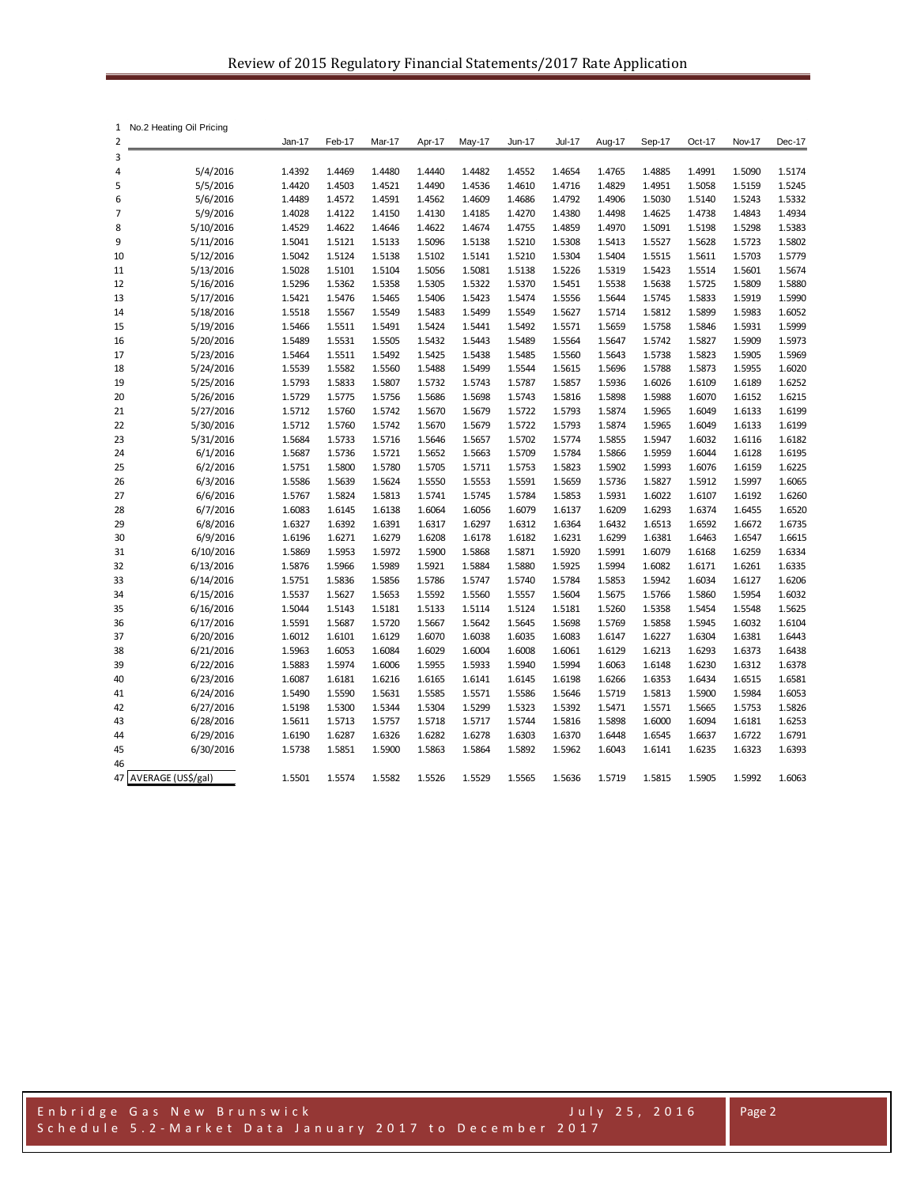| | No.2 Heating Oil Pricing | Jan-17 | Feb-17 | Mar-17 | Apr-17 | May-17 | Jun-17 | Jul-17 | Aug-17 | Sep-17 | Oct-17 | Nov-17 | Dec-17 |
|---|---|---|---|---|---|---|---|---|---|---|---|---|---|
| 3 | | | | | | | | | | | | | |
| 4 | 5/4/2016 | 1.4392 | 1.4469 | 1.4480 | 1.4440 | 1.4482 | 1.4552 | 1.4654 | 1.4765 | 1.4885 | 1.4991 | 1.5090 | 1.5174 |
| 5 | 5/5/2016 | 1.4420 | 1.4503 | 1.4521 | 1.4490 | 1.4536 | 1.4610 | 1.4716 | 1.4829 | 1.4951 | 1.5058 | 1.5159 | 1.5245 |
| 6 | 5/6/2016 | 1.4489 | 1.4572 | 1.4591 | 1.4562 | 1.4609 | 1.4686 | 1.4792 | 1.4906 | 1.5030 | 1.5140 | 1.5243 | 1.5332 |
| 7 | 5/9/2016 | 1.4028 | 1.4122 | 1.4150 | 1.4130 | 1.4185 | 1.4270 | 1.4380 | 1.4498 | 1.4625 | 1.4738 | 1.4843 | 1.4934 |
| 8 | 5/10/2016 | 1.4529 | 1.4622 | 1.4646 | 1.4622 | 1.4674 | 1.4755 | 1.4859 | 1.4970 | 1.5091 | 1.5198 | 1.5298 | 1.5383 |
| 9 | 5/11/2016 | 1.5041 | 1.5121 | 1.5133 | 1.5096 | 1.5138 | 1.5210 | 1.5308 | 1.5413 | 1.5527 | 1.5628 | 1.5723 | 1.5802 |
| 10 | 5/12/2016 | 1.5042 | 1.5124 | 1.5138 | 1.5102 | 1.5141 | 1.5210 | 1.5304 | 1.5404 | 1.5515 | 1.5611 | 1.5703 | 1.5779 |
| 11 | 5/13/2016 | 1.5028 | 1.5101 | 1.5104 | 1.5056 | 1.5081 | 1.5138 | 1.5226 | 1.5319 | 1.5423 | 1.5514 | 1.5601 | 1.5674 |
| 12 | 5/16/2016 | 1.5296 | 1.5362 | 1.5358 | 1.5305 | 1.5322 | 1.5370 | 1.5451 | 1.5538 | 1.5638 | 1.5725 | 1.5809 | 1.5880 |
| 13 | 5/17/2016 | 1.5421 | 1.5476 | 1.5465 | 1.5406 | 1.5423 | 1.5474 | 1.5556 | 1.5644 | 1.5745 | 1.5833 | 1.5919 | 1.5990 |
| 14 | 5/18/2016 | 1.5518 | 1.5567 | 1.5549 | 1.5483 | 1.5499 | 1.5549 | 1.5627 | 1.5714 | 1.5812 | 1.5899 | 1.5983 | 1.6052 |
| 15 | 5/19/2016 | 1.5466 | 1.5511 | 1.5491 | 1.5424 | 1.5441 | 1.5492 | 1.5571 | 1.5659 | 1.5758 | 1.5846 | 1.5931 | 1.5999 |
| 16 | 5/20/2016 | 1.5489 | 1.5531 | 1.5505 | 1.5432 | 1.5443 | 1.5489 | 1.5564 | 1.5647 | 1.5742 | 1.5827 | 1.5909 | 1.5973 |
| 17 | 5/23/2016 | 1.5464 | 1.5511 | 1.5492 | 1.5425 | 1.5438 | 1.5485 | 1.5560 | 1.5643 | 1.5738 | 1.5823 | 1.5905 | 1.5969 |
| 18 | 5/24/2016 | 1.5539 | 1.5582 | 1.5560 | 1.5488 | 1.5499 | 1.5544 | 1.5615 | 1.5696 | 1.5788 | 1.5873 | 1.5955 | 1.6020 |
| 19 | 5/25/2016 | 1.5793 | 1.5833 | 1.5807 | 1.5732 | 1.5743 | 1.5787 | 1.5857 | 1.5936 | 1.6026 | 1.6109 | 1.6189 | 1.6252 |
| 20 | 5/26/2016 | 1.5729 | 1.5775 | 1.5756 | 1.5686 | 1.5698 | 1.5743 | 1.5816 | 1.5898 | 1.5988 | 1.6070 | 1.6152 | 1.6215 |
| 21 | 5/27/2016 | 1.5712 | 1.5760 | 1.5742 | 1.5670 | 1.5679 | 1.5722 | 1.5793 | 1.5874 | 1.5965 | 1.6049 | 1.6133 | 1.6199 |
| 22 | 5/30/2016 | 1.5712 | 1.5760 | 1.5742 | 1.5670 | 1.5679 | 1.5722 | 1.5793 | 1.5874 | 1.5965 | 1.6049 | 1.6133 | 1.6199 |
| 23 | 5/31/2016 | 1.5684 | 1.5733 | 1.5716 | 1.5646 | 1.5657 | 1.5702 | 1.5774 | 1.5855 | 1.5947 | 1.6032 | 1.6116 | 1.6182 |
| 24 | 6/1/2016 | 1.5687 | 1.5736 | 1.5721 | 1.5652 | 1.5663 | 1.5709 | 1.5784 | 1.5866 | 1.5959 | 1.6044 | 1.6128 | 1.6195 |
| 25 | 6/2/2016 | 1.5751 | 1.5800 | 1.5780 | 1.5705 | 1.5711 | 1.5753 | 1.5823 | 1.5902 | 1.5993 | 1.6076 | 1.6159 | 1.6225 |
| 26 | 6/3/2016 | 1.5586 | 1.5639 | 1.5624 | 1.5550 | 1.5553 | 1.5591 | 1.5659 | 1.5736 | 1.5827 | 1.5912 | 1.5997 | 1.6065 |
| 27 | 6/6/2016 | 1.5767 | 1.5824 | 1.5813 | 1.5741 | 1.5745 | 1.5784 | 1.5853 | 1.5931 | 1.6022 | 1.6107 | 1.6192 | 1.6260 |
| 28 | 6/7/2016 | 1.6083 | 1.6145 | 1.6138 | 1.6064 | 1.6056 | 1.6079 | 1.6137 | 1.6209 | 1.6293 | 1.6374 | 1.6455 | 1.6520 |
| 29 | 6/8/2016 | 1.6327 | 1.6392 | 1.6391 | 1.6317 | 1.6297 | 1.6312 | 1.6364 | 1.6432 | 1.6513 | 1.6592 | 1.6672 | 1.6735 |
| 30 | 6/9/2016 | 1.6196 | 1.6271 | 1.6279 | 1.6208 | 1.6178 | 1.6182 | 1.6231 | 1.6299 | 1.6381 | 1.6463 | 1.6547 | 1.6615 |
| 31 | 6/10/2016 | 1.5869 | 1.5953 | 1.5972 | 1.5900 | 1.5868 | 1.5871 | 1.5920 | 1.5991 | 1.6079 | 1.6168 | 1.6259 | 1.6334 |
| 32 | 6/13/2016 | 1.5876 | 1.5966 | 1.5989 | 1.5921 | 1.5884 | 1.5880 | 1.5925 | 1.5994 | 1.6082 | 1.6171 | 1.6261 | 1.6335 |
| 33 | 6/14/2016 | 1.5751 | 1.5836 | 1.5856 | 1.5786 | 1.5747 | 1.5740 | 1.5784 | 1.5853 | 1.5942 | 1.6034 | 1.6127 | 1.6206 |
| 34 | 6/15/2016 | 1.5537 | 1.5627 | 1.5653 | 1.5592 | 1.5560 | 1.5557 | 1.5604 | 1.5675 | 1.5766 | 1.5860 | 1.5954 | 1.6032 |
| 35 | 6/16/2016 | 1.5044 | 1.5143 | 1.5181 | 1.5133 | 1.5114 | 1.5124 | 1.5181 | 1.5260 | 1.5358 | 1.5454 | 1.5548 | 1.5625 |
| 36 | 6/17/2016 | 1.5591 | 1.5687 | 1.5720 | 1.5667 | 1.5642 | 1.5645 | 1.5698 | 1.5769 | 1.5858 | 1.5945 | 1.6032 | 1.6104 |
| 37 | 6/20/2016 | 1.6012 | 1.6101 | 1.6129 | 1.6070 | 1.6038 | 1.6035 | 1.6083 | 1.6147 | 1.6227 | 1.6304 | 1.6381 | 1.6443 |
| 38 | 6/21/2016 | 1.5963 | 1.6053 | 1.6084 | 1.6029 | 1.6004 | 1.6008 | 1.6061 | 1.6129 | 1.6213 | 1.6293 | 1.6373 | 1.6438 |
| 39 | 6/22/2016 | 1.5883 | 1.5974 | 1.6006 | 1.5955 | 1.5933 | 1.5940 | 1.5994 | 1.6063 | 1.6148 | 1.6230 | 1.6312 | 1.6378 |
| 40 | 6/23/2016 | 1.6087 | 1.6181 | 1.6216 | 1.6165 | 1.6141 | 1.6145 | 1.6198 | 1.6266 | 1.6353 | 1.6434 | 1.6515 | 1.6581 |
| 41 | 6/24/2016 | 1.5490 | 1.5590 | 1.5631 | 1.5585 | 1.5571 | 1.5586 | 1.5646 | 1.5719 | 1.5813 | 1.5900 | 1.5984 | 1.6053 |
| 42 | 6/27/2016 | 1.5198 | 1.5300 | 1.5344 | 1.5304 | 1.5299 | 1.5323 | 1.5392 | 1.5471 | 1.5571 | 1.5665 | 1.5753 | 1.5826 |
| 43 | 6/28/2016 | 1.5611 | 1.5713 | 1.5757 | 1.5718 | 1.5717 | 1.5744 | 1.5816 | 1.5898 | 1.6000 | 1.6094 | 1.6181 | 1.6253 |
| 44 | 6/29/2016 | 1.6190 | 1.6287 | 1.6326 | 1.6282 | 1.6278 | 1.6303 | 1.6370 | 1.6448 | 1.6545 | 1.6637 | 1.6722 | 1.6791 |
| 45 | 6/30/2016 | 1.5738 | 1.5851 | 1.5900 | 1.5863 | 1.5864 | 1.5892 | 1.5962 | 1.6043 | 1.6141 | 1.6235 | 1.6323 | 1.6393 |
| 46 | | | | | | | | | | | | | |
| 47 | AVERAGE (US$/gal) | 1.5501 | 1.5574 | 1.5582 | 1.5526 | 1.5529 | 1.5565 | 1.5636 | 1.5719 | 1.5815 | 1.5905 | 1.5992 | 1.6063 |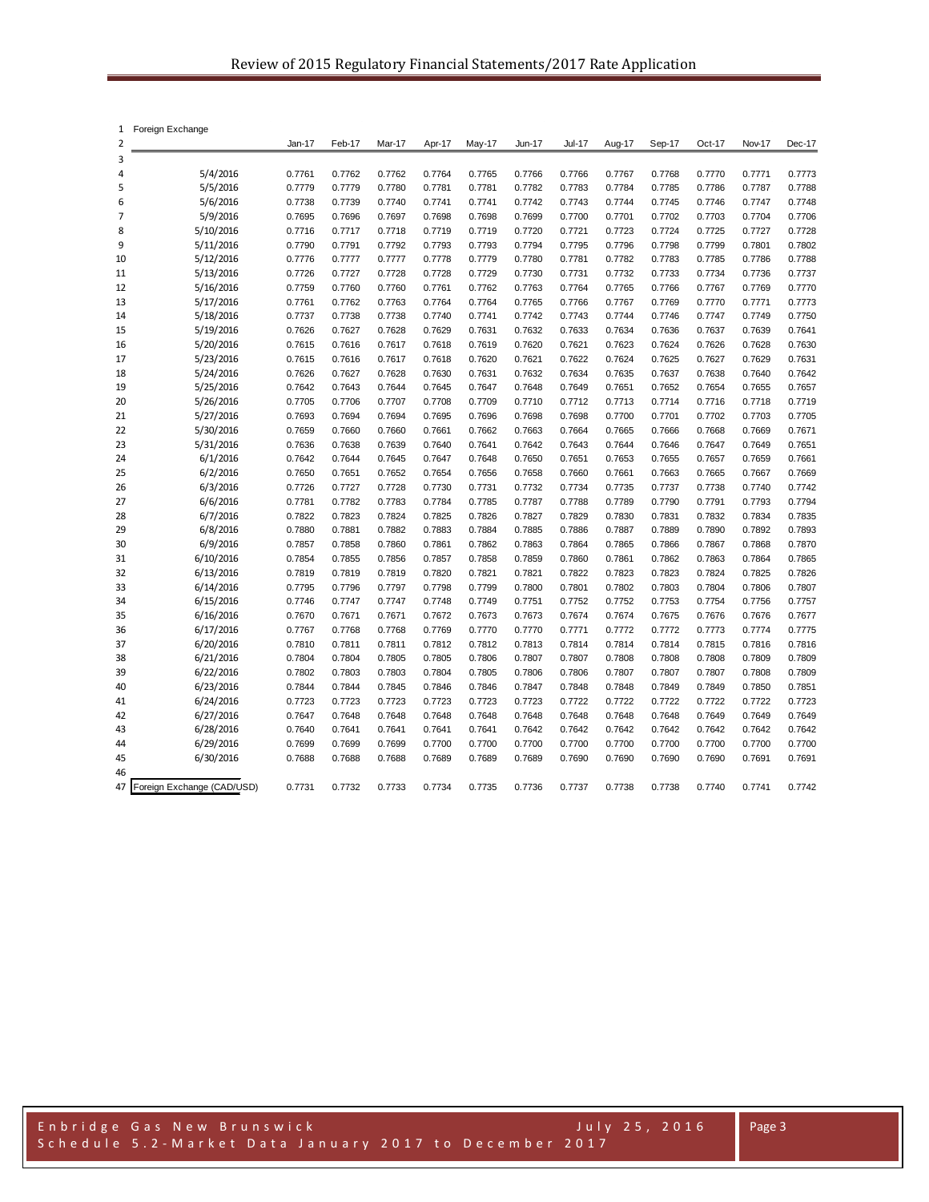Foreign Exchange

| | | Jan-17 | Feb-17 | Mar-17 | Apr-17 | May-17 | Jun-17 | Jul-17 | Aug-17 | Sep-17 | Oct-17 | Nov-17 | Dec-17 |
|---|---|---|---|---|---|---|---|---|---|---|---|---|---|
| 1 | Foreign Exchange | | | | | | | | | | | | |
| 2 | | Jan-17 | Feb-17 | Mar-17 | Apr-17 | May-17 | Jun-17 | Jul-17 | Aug-17 | Sep-17 | Oct-17 | Nov-17 | Dec-17 |
| 3 | | | | | | | | | | | | | |
| 4 | 5/4/2016 | 0.7761 | 0.7762 | 0.7762 | 0.7764 | 0.7765 | 0.7766 | 0.7766 | 0.7767 | 0.7768 | 0.7770 | 0.7771 | 0.7773 |
| 5 | 5/5/2016 | 0.7779 | 0.7779 | 0.7780 | 0.7781 | 0.7781 | 0.7782 | 0.7783 | 0.7784 | 0.7785 | 0.7786 | 0.7787 | 0.7788 |
| 6 | 5/6/2016 | 0.7738 | 0.7739 | 0.7740 | 0.7741 | 0.7741 | 0.7742 | 0.7743 | 0.7744 | 0.7745 | 0.7746 | 0.7747 | 0.7748 |
| 7 | 5/9/2016 | 0.7695 | 0.7696 | 0.7697 | 0.7698 | 0.7698 | 0.7699 | 0.7700 | 0.7701 | 0.7702 | 0.7703 | 0.7704 | 0.7706 |
| 8 | 5/10/2016 | 0.7716 | 0.7717 | 0.7718 | 0.7719 | 0.7719 | 0.7720 | 0.7721 | 0.7723 | 0.7724 | 0.7725 | 0.7727 | 0.7728 |
| 9 | 5/11/2016 | 0.7790 | 0.7791 | 0.7792 | 0.7793 | 0.7793 | 0.7794 | 0.7795 | 0.7796 | 0.7798 | 0.7799 | 0.7801 | 0.7802 |
| 10 | 5/12/2016 | 0.7776 | 0.7777 | 0.7777 | 0.7778 | 0.7779 | 0.7780 | 0.7781 | 0.7782 | 0.7783 | 0.7785 | 0.7786 | 0.7788 |
| 11 | 5/13/2016 | 0.7726 | 0.7727 | 0.7728 | 0.7728 | 0.7729 | 0.7730 | 0.7731 | 0.7732 | 0.7733 | 0.7734 | 0.7736 | 0.7737 |
| 12 | 5/16/2016 | 0.7759 | 0.7760 | 0.7760 | 0.7761 | 0.7762 | 0.7763 | 0.7764 | 0.7765 | 0.7766 | 0.7767 | 0.7769 | 0.7770 |
| 13 | 5/17/2016 | 0.7761 | 0.7762 | 0.7763 | 0.7764 | 0.7764 | 0.7765 | 0.7766 | 0.7767 | 0.7769 | 0.7770 | 0.7771 | 0.7773 |
| 14 | 5/18/2016 | 0.7737 | 0.7738 | 0.7738 | 0.7740 | 0.7741 | 0.7742 | 0.7743 | 0.7744 | 0.7746 | 0.7747 | 0.7749 | 0.7750 |
| 15 | 5/19/2016 | 0.7626 | 0.7627 | 0.7628 | 0.7629 | 0.7631 | 0.7632 | 0.7633 | 0.7634 | 0.7636 | 0.7637 | 0.7639 | 0.7641 |
| 16 | 5/20/2016 | 0.7615 | 0.7616 | 0.7617 | 0.7618 | 0.7619 | 0.7620 | 0.7621 | 0.7623 | 0.7624 | 0.7626 | 0.7628 | 0.7630 |
| 17 | 5/23/2016 | 0.7615 | 0.7616 | 0.7617 | 0.7618 | 0.7620 | 0.7621 | 0.7622 | 0.7624 | 0.7625 | 0.7627 | 0.7629 | 0.7631 |
| 18 | 5/24/2016 | 0.7626 | 0.7627 | 0.7628 | 0.7630 | 0.7631 | 0.7632 | 0.7634 | 0.7635 | 0.7637 | 0.7638 | 0.7640 | 0.7642 |
| 19 | 5/25/2016 | 0.7642 | 0.7643 | 0.7644 | 0.7645 | 0.7647 | 0.7648 | 0.7649 | 0.7651 | 0.7652 | 0.7654 | 0.7655 | 0.7657 |
| 20 | 5/26/2016 | 0.7705 | 0.7706 | 0.7707 | 0.7708 | 0.7709 | 0.7710 | 0.7712 | 0.7713 | 0.7714 | 0.7716 | 0.7718 | 0.7719 |
| 21 | 5/27/2016 | 0.7693 | 0.7694 | 0.7694 | 0.7695 | 0.7696 | 0.7698 | 0.7698 | 0.7700 | 0.7701 | 0.7702 | 0.7703 | 0.7705 |
| 22 | 5/30/2016 | 0.7659 | 0.7660 | 0.7660 | 0.7661 | 0.7662 | 0.7663 | 0.7664 | 0.7665 | 0.7666 | 0.7668 | 0.7669 | 0.7671 |
| 23 | 5/31/2016 | 0.7636 | 0.7638 | 0.7639 | 0.7640 | 0.7641 | 0.7642 | 0.7643 | 0.7644 | 0.7646 | 0.7647 | 0.7649 | 0.7651 |
| 24 | 6/1/2016 | 0.7642 | 0.7644 | 0.7645 | 0.7647 | 0.7648 | 0.7650 | 0.7651 | 0.7653 | 0.7655 | 0.7657 | 0.7659 | 0.7661 |
| 25 | 6/2/2016 | 0.7650 | 0.7651 | 0.7652 | 0.7654 | 0.7656 | 0.7658 | 0.7660 | 0.7661 | 0.7663 | 0.7665 | 0.7667 | 0.7669 |
| 26 | 6/3/2016 | 0.7726 | 0.7727 | 0.7728 | 0.7730 | 0.7731 | 0.7732 | 0.7734 | 0.7735 | 0.7737 | 0.7738 | 0.7740 | 0.7742 |
| 27 | 6/6/2016 | 0.7781 | 0.7782 | 0.7783 | 0.7784 | 0.7785 | 0.7787 | 0.7788 | 0.7789 | 0.7790 | 0.7791 | 0.7793 | 0.7794 |
| 28 | 6/7/2016 | 0.7822 | 0.7823 | 0.7824 | 0.7825 | 0.7826 | 0.7827 | 0.7829 | 0.7830 | 0.7831 | 0.7832 | 0.7834 | 0.7835 |
| 29 | 6/8/2016 | 0.7880 | 0.7881 | 0.7882 | 0.7883 | 0.7884 | 0.7885 | 0.7886 | 0.7887 | 0.7889 | 0.7890 | 0.7892 | 0.7893 |
| 30 | 6/9/2016 | 0.7857 | 0.7858 | 0.7860 | 0.7861 | 0.7862 | 0.7863 | 0.7864 | 0.7865 | 0.7866 | 0.7867 | 0.7868 | 0.7870 |
| 31 | 6/10/2016 | 0.7854 | 0.7855 | 0.7856 | 0.7857 | 0.7858 | 0.7859 | 0.7860 | 0.7861 | 0.7862 | 0.7863 | 0.7864 | 0.7865 |
| 32 | 6/13/2016 | 0.7819 | 0.7819 | 0.7819 | 0.7820 | 0.7821 | 0.7821 | 0.7822 | 0.7823 | 0.7823 | 0.7824 | 0.7825 | 0.7826 |
| 33 | 6/14/2016 | 0.7795 | 0.7796 | 0.7797 | 0.7798 | 0.7799 | 0.7800 | 0.7801 | 0.7802 | 0.7803 | 0.7804 | 0.7806 | 0.7807 |
| 34 | 6/15/2016 | 0.7746 | 0.7747 | 0.7747 | 0.7748 | 0.7749 | 0.7751 | 0.7752 | 0.7752 | 0.7753 | 0.7754 | 0.7756 | 0.7757 |
| 35 | 6/16/2016 | 0.7670 | 0.7671 | 0.7671 | 0.7672 | 0.7673 | 0.7673 | 0.7674 | 0.7674 | 0.7675 | 0.7676 | 0.7676 | 0.7677 |
| 36 | 6/17/2016 | 0.7767 | 0.7768 | 0.7768 | 0.7769 | 0.7770 | 0.7770 | 0.7771 | 0.7772 | 0.7772 | 0.7773 | 0.7774 | 0.7775 |
| 37 | 6/20/2016 | 0.7810 | 0.7811 | 0.7811 | 0.7812 | 0.7812 | 0.7813 | 0.7814 | 0.7814 | 0.7814 | 0.7815 | 0.7816 | 0.7816 |
| 38 | 6/21/2016 | 0.7804 | 0.7804 | 0.7805 | 0.7805 | 0.7806 | 0.7807 | 0.7807 | 0.7808 | 0.7808 | 0.7808 | 0.7809 | 0.7809 |
| 39 | 6/22/2016 | 0.7802 | 0.7803 | 0.7803 | 0.7804 | 0.7805 | 0.7806 | 0.7806 | 0.7807 | 0.7807 | 0.7807 | 0.7808 | 0.7809 |
| 40 | 6/23/2016 | 0.7844 | 0.7844 | 0.7845 | 0.7846 | 0.7846 | 0.7847 | 0.7848 | 0.7848 | 0.7849 | 0.7849 | 0.7850 | 0.7851 |
| 41 | 6/24/2016 | 0.7723 | 0.7723 | 0.7723 | 0.7723 | 0.7723 | 0.7723 | 0.7722 | 0.7722 | 0.7722 | 0.7722 | 0.7722 | 0.7723 |
| 42 | 6/27/2016 | 0.7647 | 0.7648 | 0.7648 | 0.7648 | 0.7648 | 0.7648 | 0.7648 | 0.7648 | 0.7648 | 0.7649 | 0.7649 | 0.7649 |
| 43 | 6/28/2016 | 0.7640 | 0.7641 | 0.7641 | 0.7641 | 0.7641 | 0.7642 | 0.7642 | 0.7642 | 0.7642 | 0.7642 | 0.7642 | 0.7642 |
| 44 | 6/29/2016 | 0.7699 | 0.7699 | 0.7699 | 0.7700 | 0.7700 | 0.7700 | 0.7700 | 0.7700 | 0.7700 | 0.7700 | 0.7700 | 0.7700 |
| 45 | 6/30/2016 | 0.7688 | 0.7688 | 0.7688 | 0.7689 | 0.7689 | 0.7689 | 0.7689 | 0.7690 | 0.7690 | 0.7690 | 0.7691 | 0.7691 |
| 46 | | | | | | | | | | | | | |
| 47 | Foreign Exchange (CAD/USD) | 0.7731 | 0.7732 | 0.7733 | 0.7734 | 0.7735 | 0.7736 | 0.7737 | 0.7738 | 0.7738 | 0.7740 | 0.7741 | 0.7742 |

Enbridge Gas New Brunswick — July 25, 2016
Schedule 5.2-Market Data January 2017 to December 2017